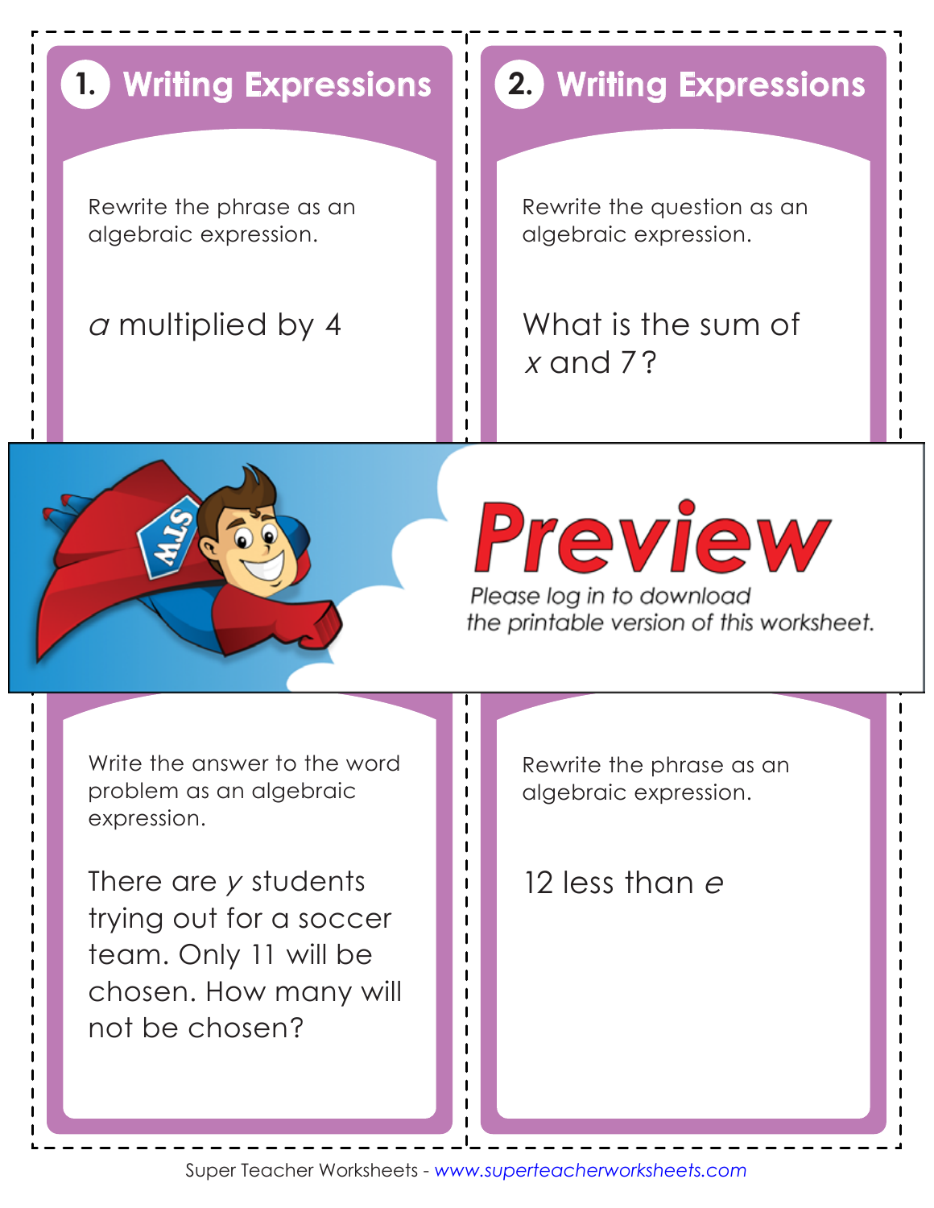## 1. Writing Expressions

Rewrite the phrase as an algebraic expression.

*a* multiplied by 4

## 2. Writing Expressions

Rewrite the question as an algebraic expression.

What is the sum of *x* and 7?

**Preview**

*Please log in to download the printable version of this worksheet.*

Write the answer to the word problem as an algebraic expression.

There are *y* students trying out for a soccer team. Only 11 will be chosen. How many will not be chosen?

Rewrite the phrase as an algebraic expression.

12 less than *e*

Super Teacher Worksheets - *www.superteacherworksheets.com*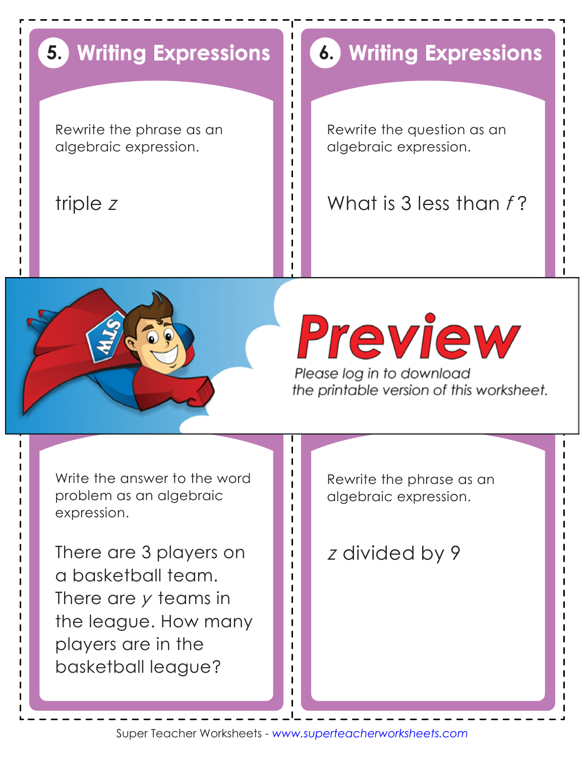## 5. Writing Expressions

Rewrite the phrase as an algebraic expression.

triple $z$

## 6. Writing Expressions

Rewrite the question as an algebraic expression.

What is 3 less than $f$?

**Preview**

*Please log in to download the printable version of this worksheet.*

Write the answer to the word problem as an algebraic expression.

There are 3 players on a basketball team. There are $y$ teams in the league. How many players are in the basketball league?

Rewrite the phrase as an algebraic expression.

$z$ divided by 9

Super Teacher Worksheets - www.superteacherworksheets.com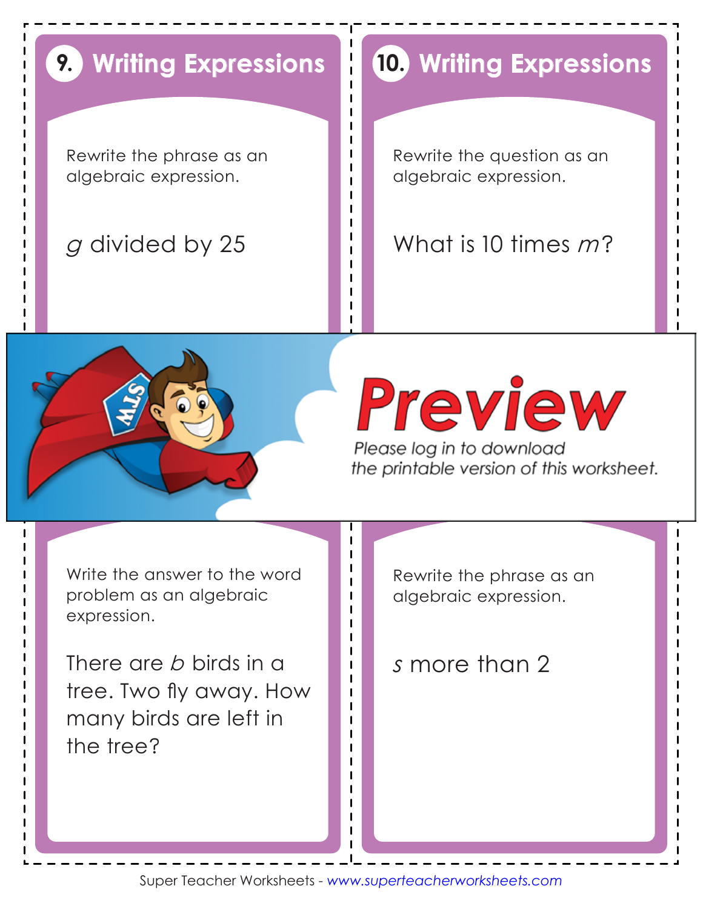## 9. Writing Expressions

Rewrite the phrase as an algebraic expression.

$g$ divided by 25

## 10. Writing Expressions

Rewrite the question as an algebraic expression.

What is 10 times $m$?

**Preview**

*Please log in to download the printable version of this worksheet.*

Write the answer to the word problem as an algebraic expression.

There are $b$ birds in a tree. Two fly away. How many birds are left in the tree?

Rewrite the phrase as an algebraic expression.

$s$ more than 2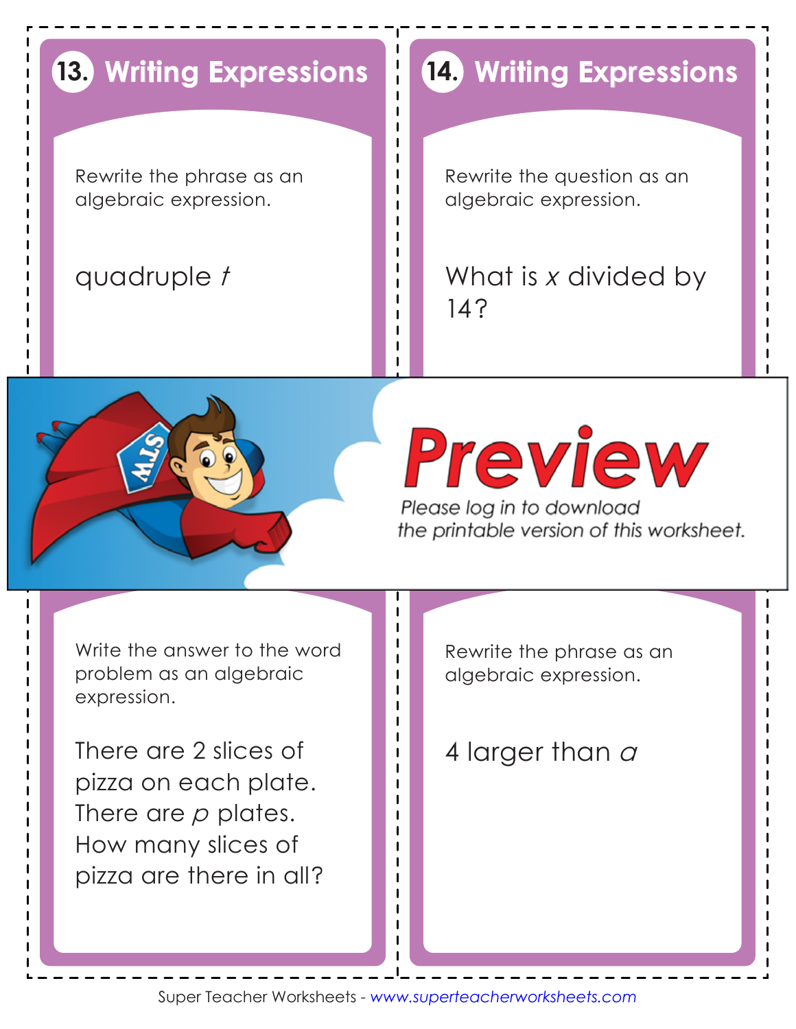## 13. Writing Expressions

Rewrite the phrase as an algebraic expression.

quadruple $t$

## 14. Writing Expressions

Rewrite the question as an algebraic expression.

What is $x$ divided by 14?

**Preview**

*Please log in to download the printable version of this worksheet.*

Write the answer to the word problem as an algebraic expression.

There are 2 slices of pizza on each plate. There are $p$ plates. How many slices of pizza are there in all?

Rewrite the phrase as an algebraic expression.

4 larger than $a$

Super Teacher Worksheets - *www.superteacherworksheets.com*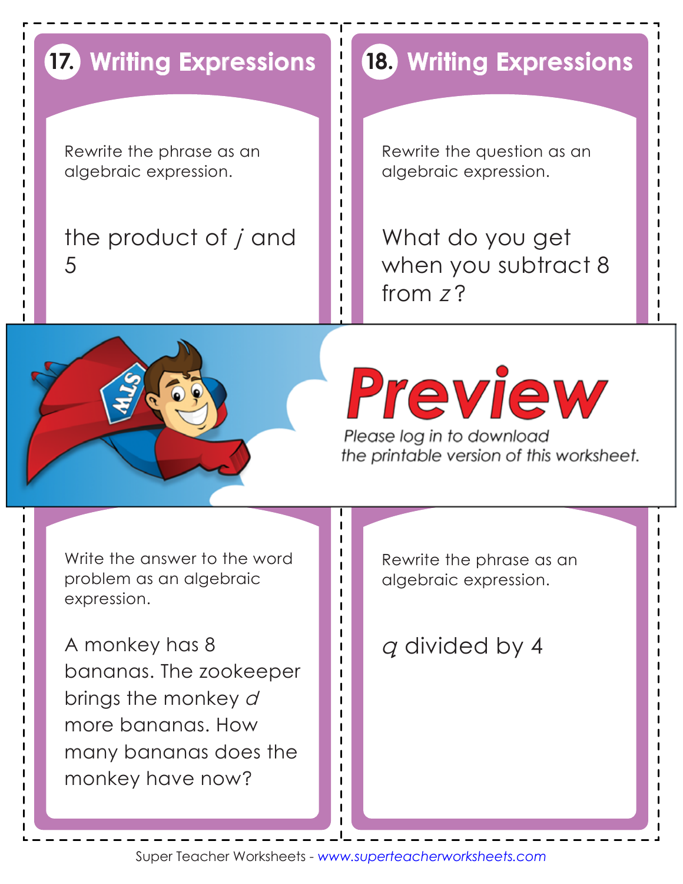## 17. Writing Expressions

Rewrite the phrase as an algebraic expression.

the product of $j$ and 5

## 18. Writing Expressions

Rewrite the question as an algebraic expression.

What do you get when you subtract 8 from $z$?

**Preview**

*Please log in to download the printable version of this worksheet.*

Write the answer to the word problem as an algebraic expression.

A monkey has 8 bananas. The zookeeper brings the monkey $d$ more bananas. How many bananas does the monkey have now?

Rewrite the phrase as an algebraic expression.

$q$ divided by 4

Super Teacher Worksheets - *www.superteacherworksheets.com*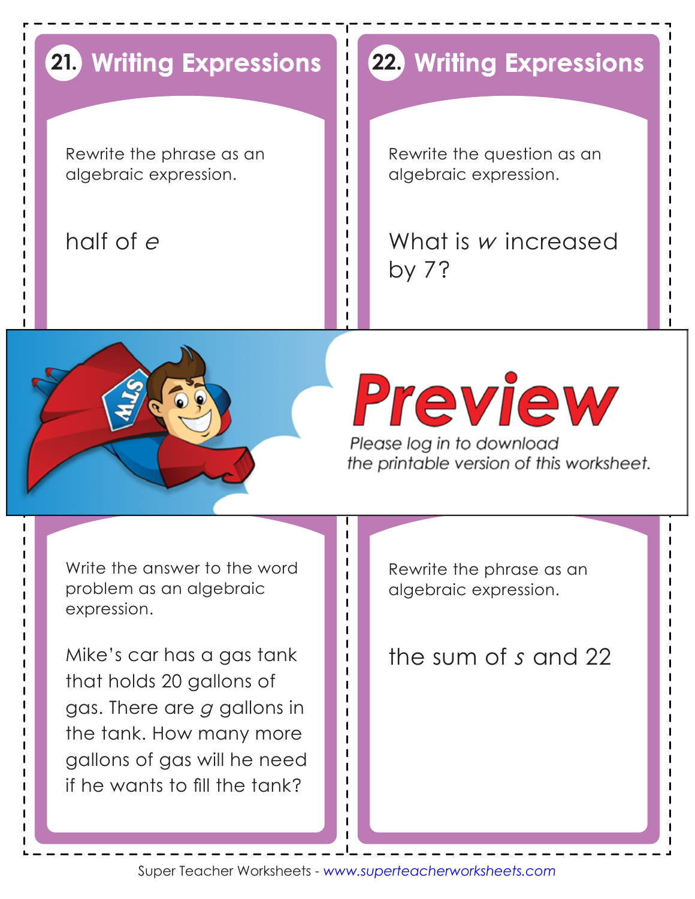## 21. Writing Expressions

Rewrite the phrase as an algebraic expression.

half of $e$

## 22. Writing Expressions

Rewrite the question as an algebraic expression.

What is $w$ increased by 7?

Preview

*Please log in to download the printable version of this worksheet.*

Write the answer to the word problem as an algebraic expression.

Mike's car has a gas tank that holds 20 gallons of gas. There are $g$ gallons in the tank. How many more gallons of gas will he need if he wants to fill the tank?

Rewrite the phrase as an algebraic expression.

the sum of $s$ and 22

Super Teacher Worksheets - *www.superteacherworksheets.com*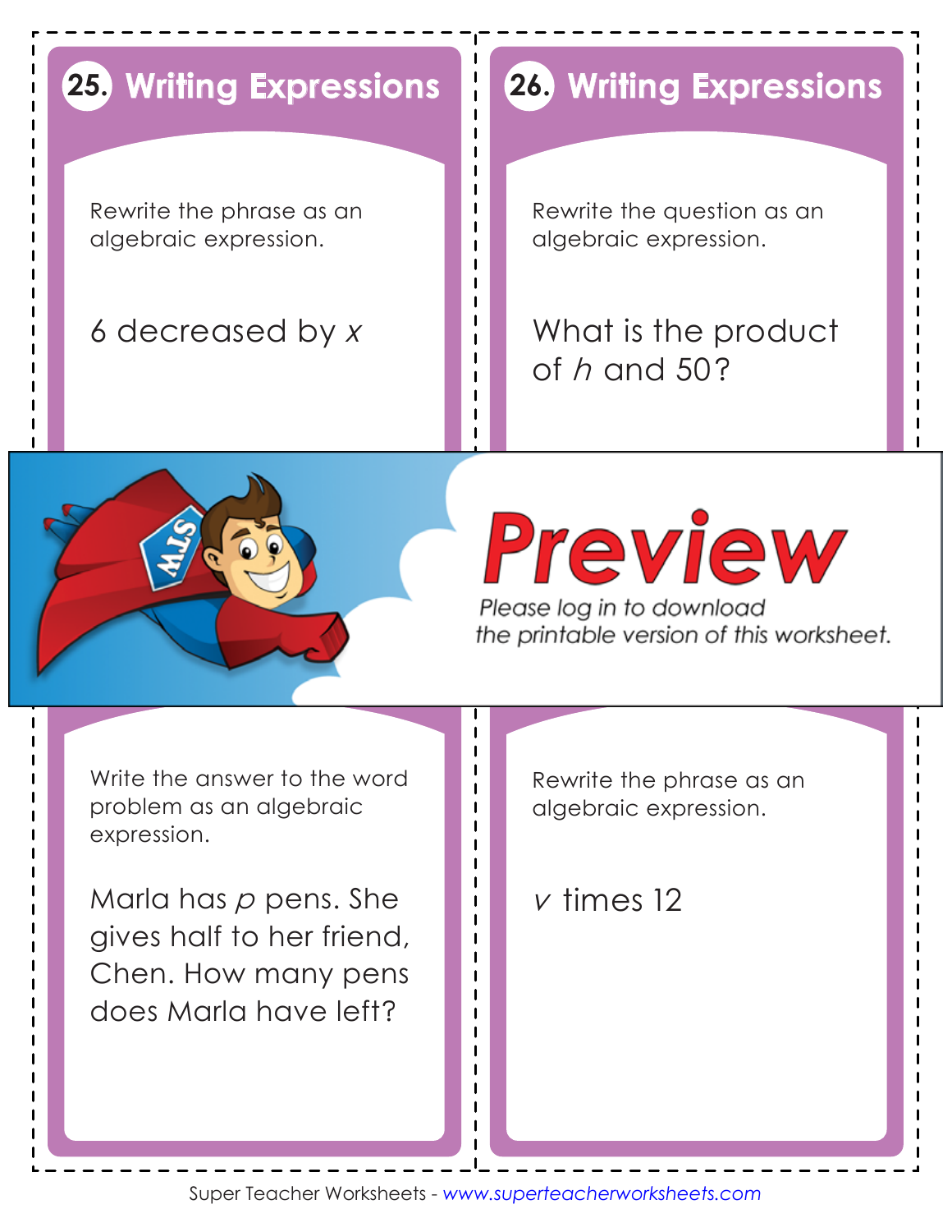## 25. Writing Expressions

Rewrite the phrase as an algebraic expression.

6 decreased by $x$

## 26. Writing Expressions

Rewrite the question as an algebraic expression.

What is the product of $h$ and 50?

**Preview**

*Please log in to download the printable version of this worksheet.*

Write the answer to the word problem as an algebraic expression.

Marla has $p$ pens. She gives half to her friend, Chen. How many pens does Marla have left?

Rewrite the phrase as an algebraic expression.

$v$ times 12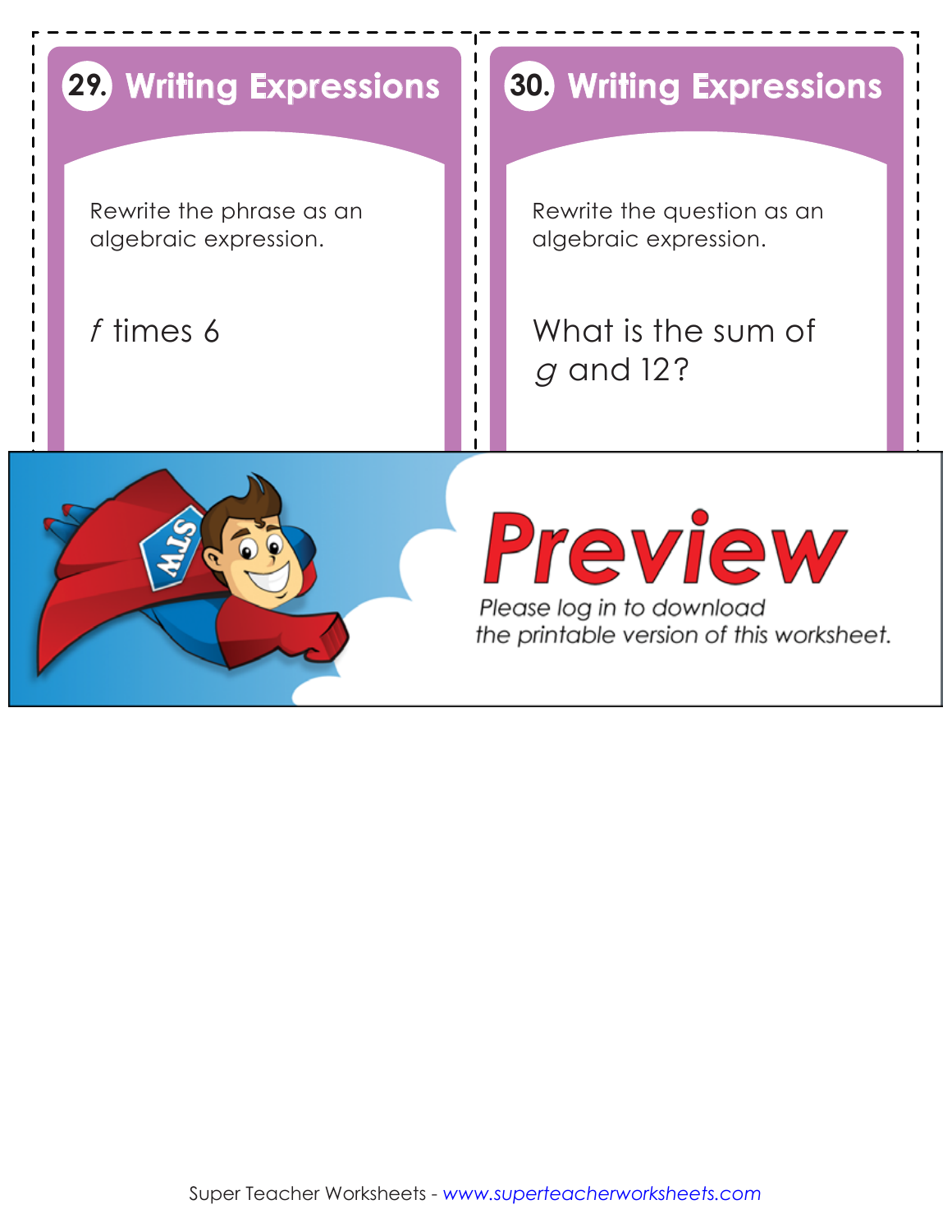## 29. Writing Expressions

Rewrite the phrase as an algebraic expression.

$f$ times 6

## 30. Writing Expressions

Rewrite the question as an algebraic expression.

What is the sum of $g$ and 12?

Preview

Please log in to download the printable version of this worksheet.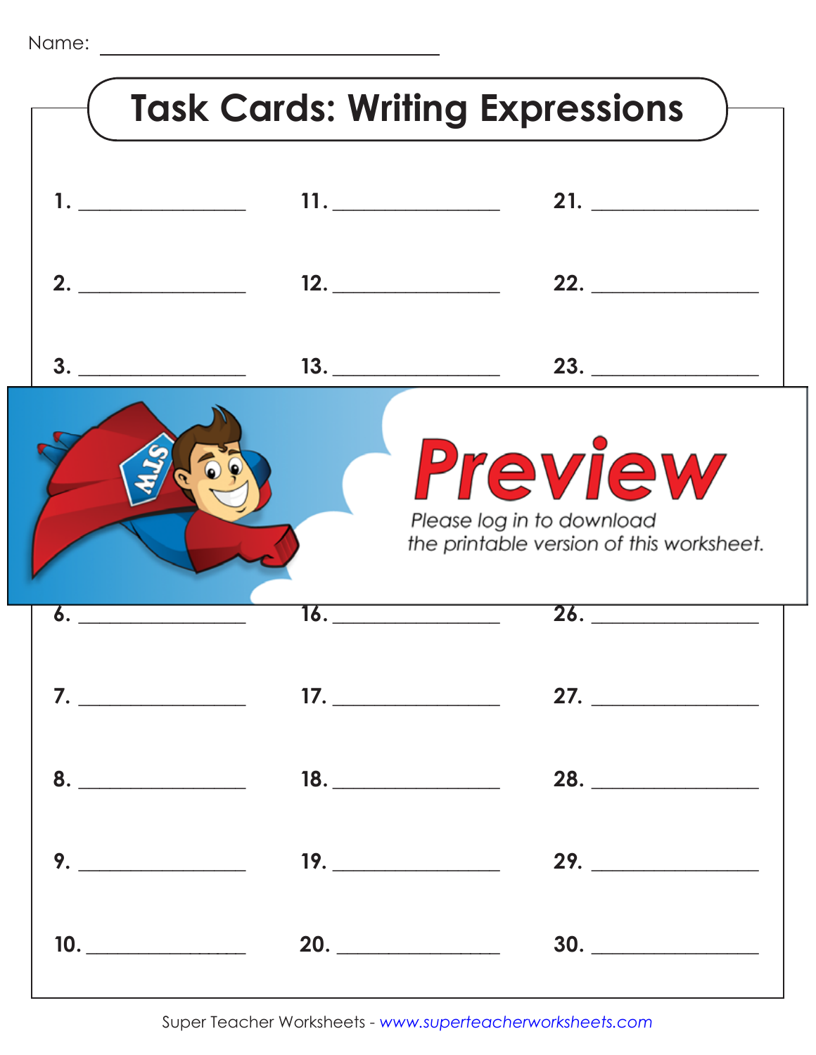Name: ______________________

# Task Cards: Writing Expressions

1. ______________ 11. ______________ 21. ______________

2. ______________ 12. ______________ 22. ______________

3. ______________ 13. ______________ 23. ______________

Preview

Please log in to download the printable version of this worksheet.

6. ______________ 16. ______________ 26. ______________

7. ______________ 17. ______________ 27. ______________

8. ______________ 18. ______________ 28. ______________

9. ______________ 19. ______________ 29. ______________

10. ______________ 20. ______________ 30. ______________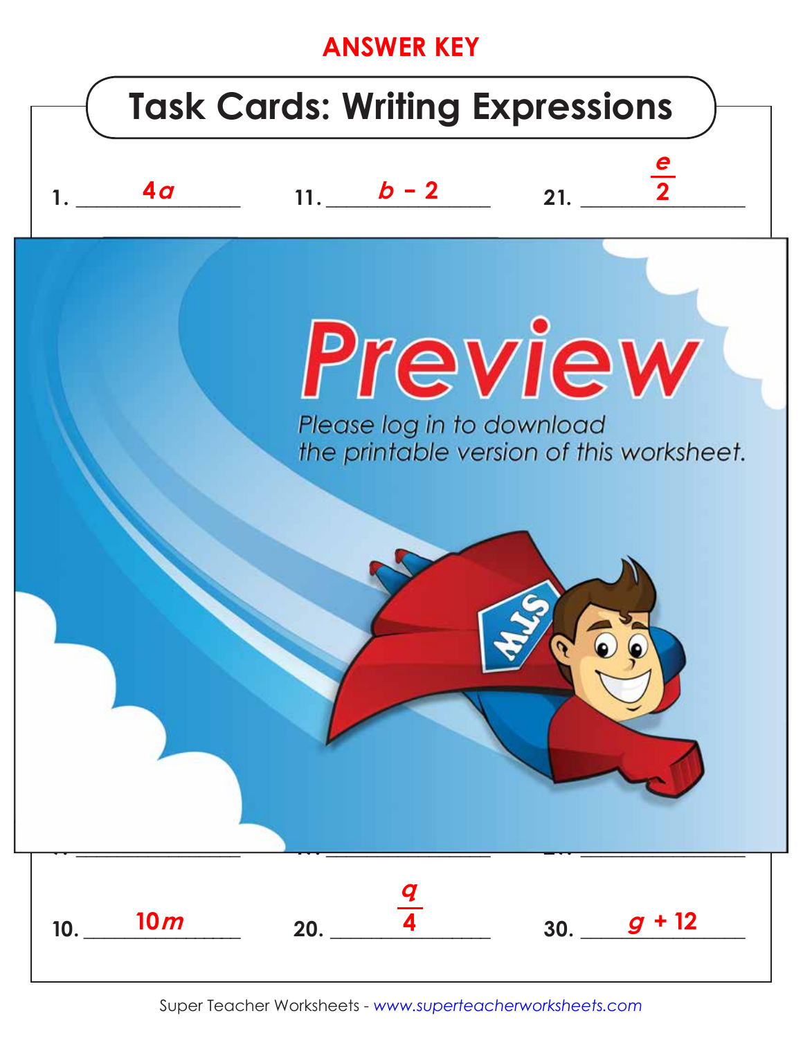**ANSWER KEY**

# Task Cards: Writing Expressions

1. $4a$

11. $b - 2$

21. $\frac{e}{2}$

10. $10m$

20. $\frac{q}{4}$

30. $g + 12$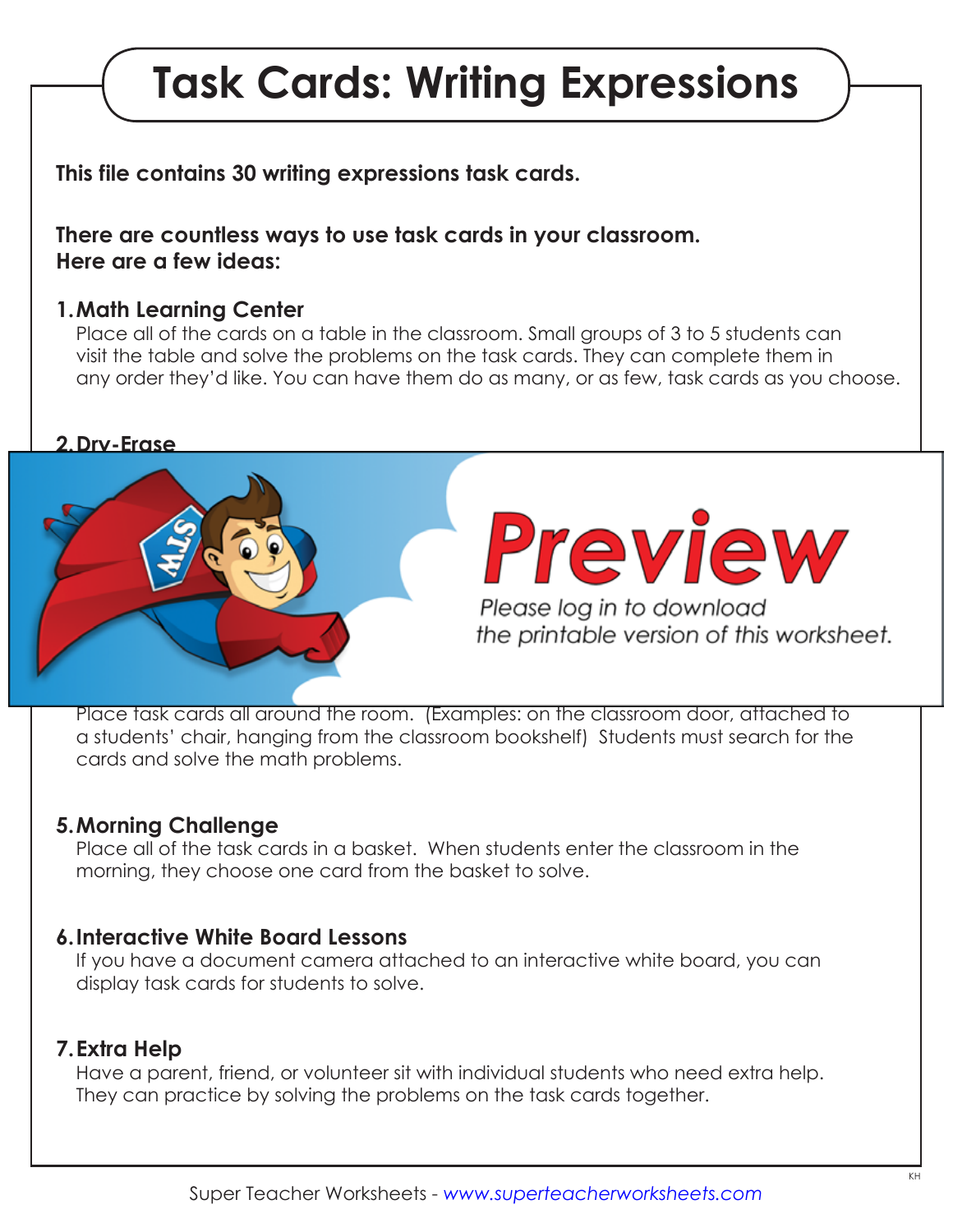# Task Cards: Writing Expressions

**This file contains 30 writing expressions task cards.**

**There are countless ways to use task cards in your classroom.**
**Here are a few ideas:**

**1. Math Learning Center**
Place all of the cards on a table in the classroom. Small groups of 3 to 5 students can visit the table and solve the problems on the task cards. They can complete them in any order they'd like. You can have them do as many, or as few, task cards as you choose.

**2. Dry-Erase**

Place task cards all around the room. (Examples: on the classroom door, attached to a students' chair, hanging from the classroom bookshelf) Students must search for the cards and solve the math problems.

**5. Morning Challenge**
Place all of the task cards in a basket. When students enter the classroom in the morning, they choose one card from the basket to solve.

**6. Interactive White Board Lessons**
If you have a document camera attached to an interactive white board, you can display task cards for students to solve.

**7. Extra Help**
Have a parent, friend, or volunteer sit with individual students who need extra help. They can practice by solving the problems on the task cards together.